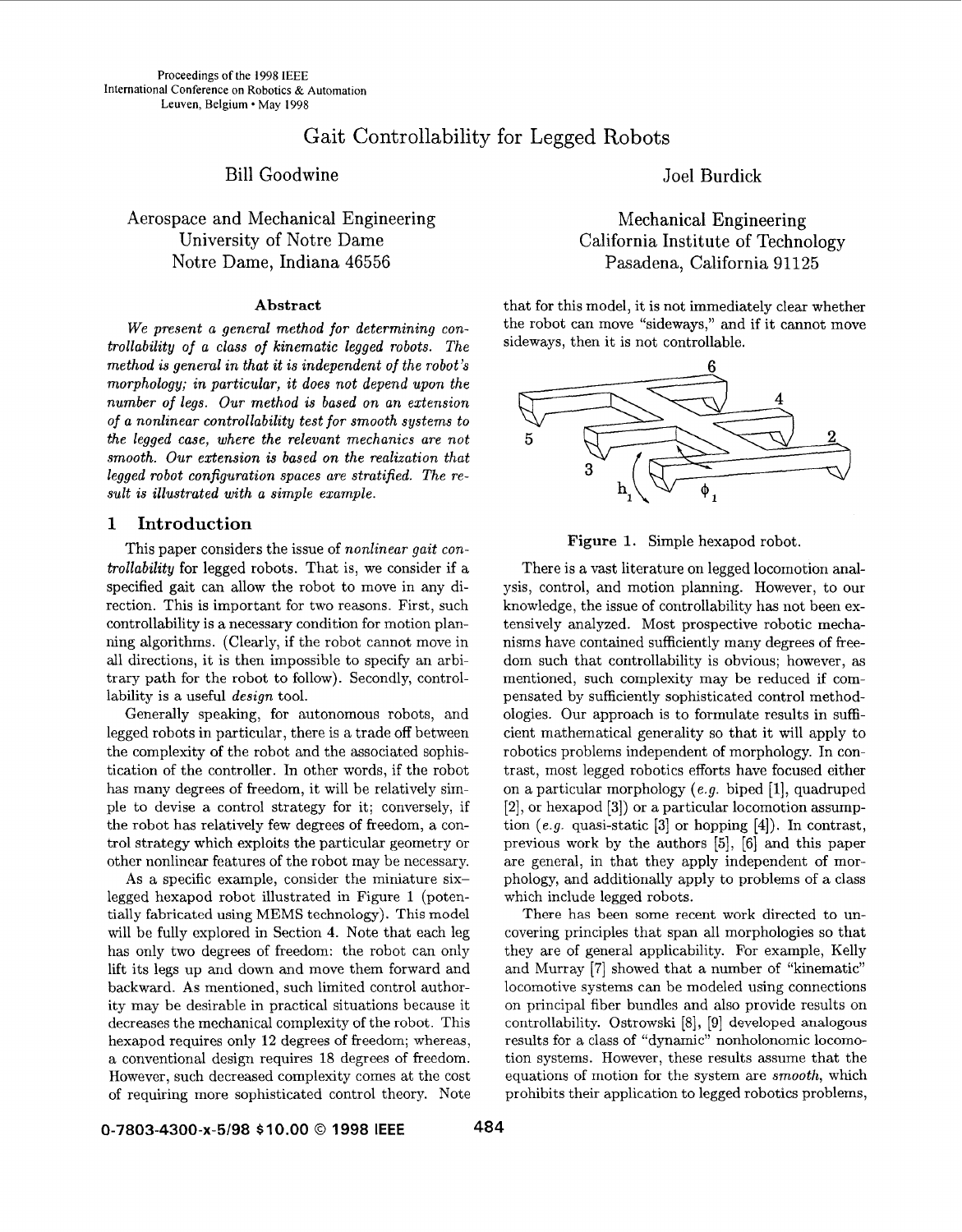Proceedings of the 1998 IEEE
International Conference on Robotics & Automation
Leuven, Belgium • May 1998

# Gait Controllability for Legged Robots

Bill Goodwine
Aerospace and Mechanical Engineering
University of Notre Dame
Notre Dame, Indiana 46556

Joel Burdick
Mechanical Engineering
California Institute of Technology
Pasadena, California 91125

### Abstract

*We present a general method for determining controllability of a class of kinematic legged robots. The method is general in that it is independent of the robot's morphology; in particular, it does not depend upon the number of legs. Our method is based on an extension of a nonlinear controllability test for smooth systems to the legged case, where the relevant mechanics are not smooth. Our extension is based on the realization that legged robot configuration spaces are stratified. The result is illustrated with a simple example.*

## 1 Introduction

This paper considers the issue of *nonlinear gait controllability* for legged robots. That is, we consider if a specified gait can allow the robot to move in any direction. This is important for two reasons. First, such controllability is a necessary condition for motion planning algorithms. (Clearly, if the robot cannot move in all directions, it is then impossible to specify an arbitrary path for the robot to follow). Secondly, controllability is a useful *design* tool.

Generally speaking, for autonomous robots, and legged robots in particular, there is a trade off between the complexity of the robot and the associated sophistication of the controller. In other words, if the robot has many degrees of freedom, it will be relatively simple to devise a control strategy for it; conversely, if the robot has relatively few degrees of freedom, a control strategy which exploits the particular geometry or other nonlinear features of the robot may be necessary.

As a specific example, consider the miniature six-legged hexapod robot illustrated in Figure 1 (potentially fabricated using MEMS technology). This model will be fully explored in Section 4. Note that each leg has only two degrees of freedom: the robot can only lift its legs up and down and move them forward and backward. As mentioned, such limited control authority may be desirable in practical situations because it decreases the mechanical complexity of the robot. This hexapod requires only 12 degrees of freedom; whereas, a conventional design requires 18 degrees of freedom. However, such decreased complexity comes at the cost of requiring more sophisticated control theory. Note that for this model, it is not immediately clear whether the robot can move "sideways," and if it cannot move sideways, then it is not controllable.

Figure 1. Simple hexapod robot.

There is a vast literature on legged locomotion analysis, control, and motion planning. However, to our knowledge, the issue of controllability has not been extensively analyzed. Most prospective robotic mechanisms have contained sufficiently many degrees of freedom such that controllability is obvious; however, as mentioned, such complexity may be reduced if compensated by sufficiently sophisticated control methodologies. Our approach is to formulate results in sufficient mathematical generality so that it will apply to robotics problems independent of morphology. In contrast, most legged robotics efforts have focused either on a particular morphology (*e.g.* biped [1], quadruped [2], or hexapod [3]) or a particular locomotion assumption (*e.g.* quasi-static [3] or hopping [4]). In contrast, previous work by the authors [5], [6] and this paper are general, in that they apply independent of morphology, and additionally apply to problems of a class which include legged robots.

There has been some recent work directed to uncovering principles that span all morphologies so that they are of general applicability. For example, Kelly and Murray [7] showed that a number of "kinematic" locomotive systems can be modeled using connections on principal fiber bundles and also provide results on controllability. Ostrowski [8], [9] developed analogous results for a class of "dynamic" nonholonomic locomotion systems. However, these results assume that the equations of motion for the system are *smooth*, which prohibits their application to legged robotics problems,

0-7803-4300-x-5/98 $10.00 © 1998 IEEE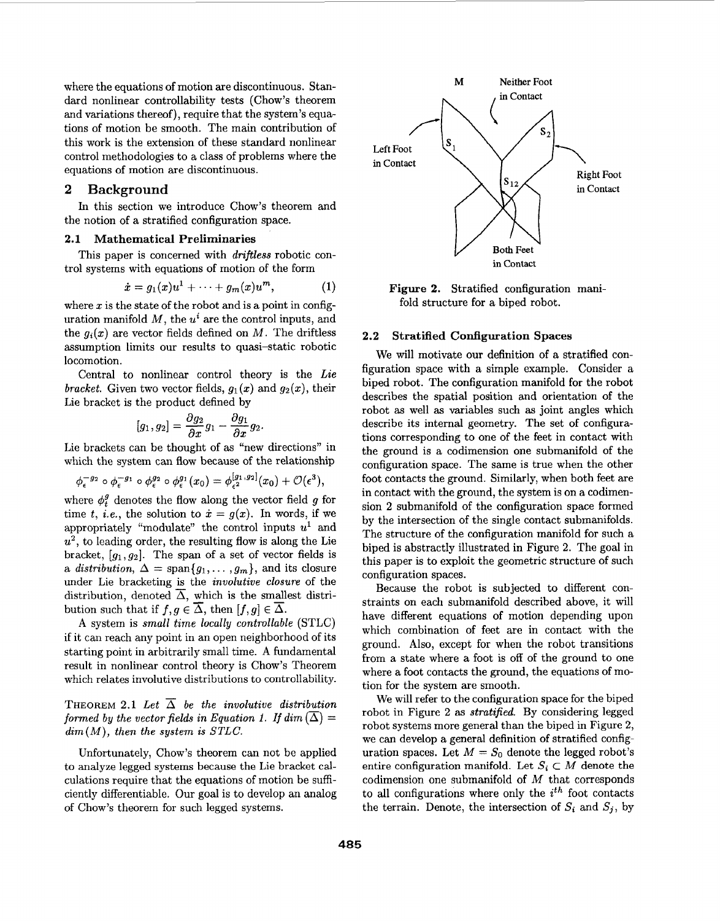where the equations of motion are discontinuous. Standard nonlinear controllability tests (Chow's theorem and variations thereof), require that the system's equations of motion be smooth. The main contribution of this work is the extension of these standard nonlinear control methodologies to a class of problems where the equations of motion are discontinuous.

## 2 Background

In this section we introduce Chow's theorem and the notion of a stratified configuration space.

### 2.1 Mathematical Preliminaries

This paper is concerned with *driftless* robotic control systems with equations of motion of the form

$$\dot{x} = g_1(x)u^1 + \cdots + g_m(x)u^m, \tag{1}$$

where $x$ is the state of the robot and is a point in configuration manifold $M$, the $u^i$ are the control inputs, and the $g_i(x)$ are vector fields defined on $M$. The driftless assumption limits our results to quasi-static robotic locomotion.

Central to nonlinear control theory is the *Lie bracket*. Given two vector fields, $g_1(x)$ and $g_2(x)$, their Lie bracket is the product defined by

$$[g_1, g_2] = \frac{\partial g_2}{\partial x} g_1 - \frac{\partial g_1}{\partial x} g_2.$$

Lie brackets can be thought of as "new directions" in which the system can flow because of the relationship

$$\phi_\epsilon^{-g_2} \circ \phi_\epsilon^{-g_1} \circ \phi_\epsilon^{g_2} \circ \phi_\epsilon^{g_1}(x_0) = \phi_{\epsilon^2}^{[g_1,g_2]}(x_0) + \mathcal{O}(\epsilon^3),$$

where $\phi_t^g$ denotes the flow along the vector field $g$ for time $t$, *i.e.*, the solution to $\dot{x} = g(x)$. In words, if we appropriately "modulate" the control inputs $u^1$ and $u^2$, to leading order, the resulting flow is along the Lie bracket, $[g_1, g_2]$. The span of a set of vector fields is a *distribution*, $\Delta = \text{span}\{g_1, \ldots, g_m\}$, and its closure under Lie bracketing is the *involutive closure* of the distribution, denoted $\overline{\Delta}$, which is the smallest distribution such that if $f, g \in \overline{\Delta}$, then $[f, g] \in \overline{\Delta}$.

A system is *small time locally controllable* (STLC) if it can reach any point in an open neighborhood of its starting point in arbitrarily small time. A fundamental result in nonlinear control theory is Chow's Theorem which relates involutive distributions to controllability.

THEOREM 2.1 *Let $\overline{\Delta}$ be the involutive distribution formed by the vector fields in Equation 1. If $dim(\overline{\Delta}) = dim(M)$, then the system is STLC.*

Unfortunately, Chow's theorem can not be applied to analyze legged systems because the Lie bracket calculations require that the equations of motion be sufficiently differentiable. Our goal is to develop an analog of Chow's theorem for such legged systems.

Figure 2. Stratified configuration manifold structure for a biped robot.

### 2.2 Stratified Configuration Spaces

We will motivate our definition of a stratified configuration space with a simple example. Consider a biped robot. The configuration manifold for the robot describes the spatial position and orientation of the robot as well as variables such as joint angles which describe its internal geometry. The set of configurations corresponding to one of the feet in contact with the ground is a codimension one submanifold of the configuration space. The same is true when the other foot contacts the ground. Similarly, when both feet are in contact with the ground, the system is on a codimension 2 submanifold of the configuration space formed by the intersection of the single contact submanifolds. The structure of the configuration manifold for such a biped is abstractly illustrated in Figure 2. The goal in this paper is to exploit the geometric structure of such configuration spaces.

Because the robot is subjected to different constraints on each submanifold described above, it will have different equations of motion depending upon which combination of feet are in contact with the ground. Also, except for when the robot transitions from a state where a foot is off of the ground to one where a foot contacts the ground, the equations of motion for the system are smooth.

We will refer to the configuration space for the biped robot in Figure 2 as *stratified*. By considering legged robot systems more general than the biped in Figure 2, we can develop a general definition of stratified configuration spaces. Let $M = S_0$ denote the legged robot's entire configuration manifold. Let $S_i \subset M$ denote the codimension one submanifold of $M$ that corresponds to all configurations where only the $i^{th}$ foot contacts the terrain. Denote, the intersection of $S_i$ and $S_j$, by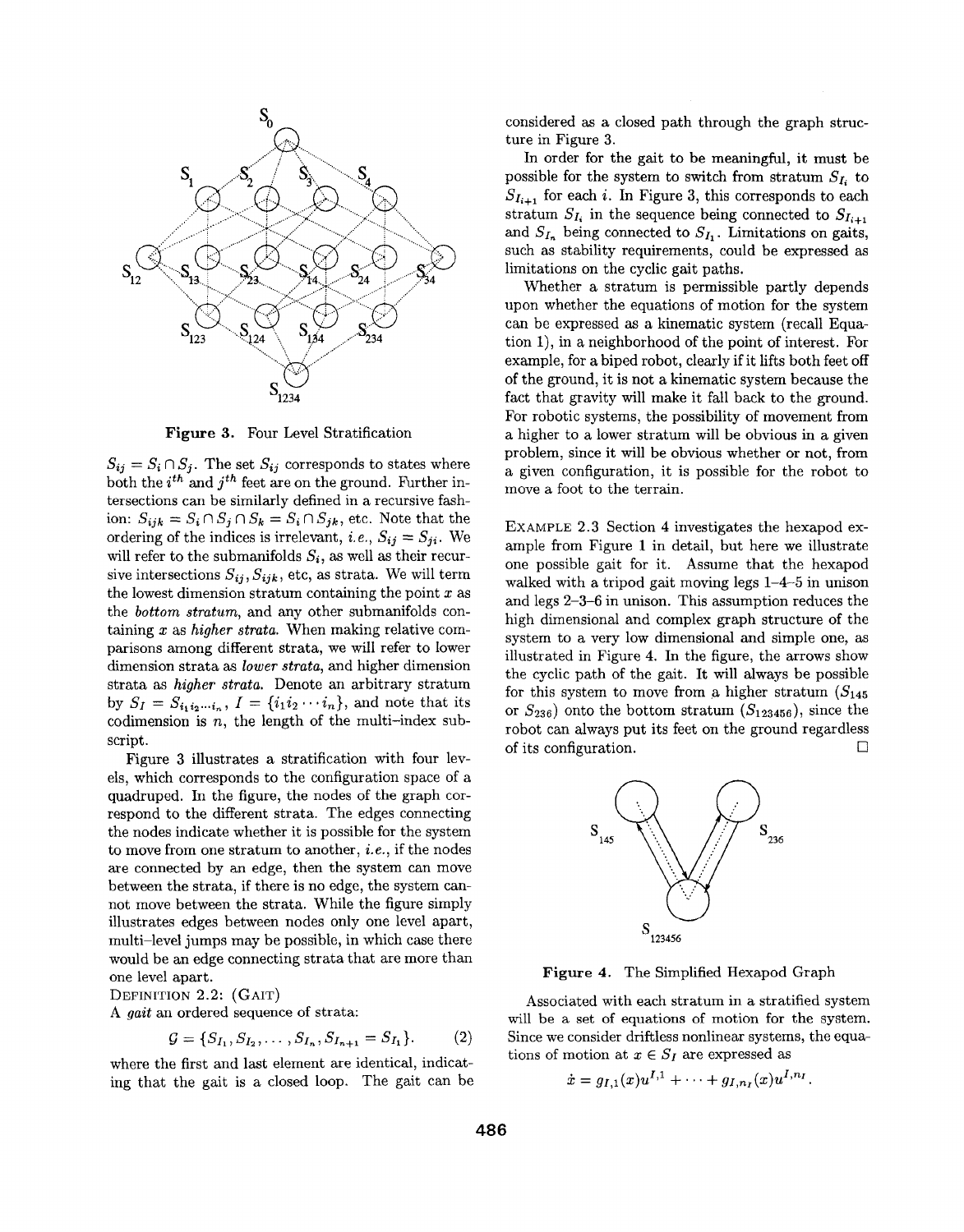Figure 3. Four Level Stratification

$S_{ij} = S_i \cap S_j$. The set $S_{ij}$ corresponds to states where both the $i^{th}$ and $j^{th}$ feet are on the ground. Further intersections can be similarly defined in a recursive fashion: $S_{ijk} = S_i \cap S_j \cap S_k = S_i \cap S_{jk}$, etc. Note that the ordering of the indices is irrelevant, *i.e.*, $S_{ij} = S_{ji}$. We will refer to the submanifolds $S_i$, as well as their recursive intersections $S_{ij}, S_{ijk}$, etc, as strata. We will term the lowest dimension stratum containing the point $x$ as the *bottom stratum*, and any other submanifolds containing $x$ as *higher strata*. When making relative comparisons among different strata, we will refer to lower dimension strata as *lower strata*, and higher dimension strata as *higher strata*. Denote an arbitrary stratum by $S_I = S_{i_1 i_2 \cdots i_n}$, $I = \{i_1 i_2 \cdots i_n\}$, and note that its codimension is $n$, the length of the multi-index subscript.

Figure 3 illustrates a stratification with four levels, which corresponds to the configuration space of a quadruped. In the figure, the nodes of the graph correspond to the different strata. The edges connecting the nodes indicate whether it is possible for the system to move from one stratum to another, *i.e.*, if the nodes are connected by an edge, then the system can move between the strata, if there is no edge, the system cannot move between the strata. While the figure simply illustrates edges between nodes only one level apart, multi-level jumps may be possible, in which case there would be an edge connecting strata that are more than one level apart.

DEFINITION 2.2: (GAIT)
A *gait* an ordered sequence of strata:

$$\mathcal{G} = \{S_{I_1}, S_{I_2}, \ldots, S_{I_n}, S_{I_{n+1}} = S_{I_1}\}. \tag{2}$$

where the first and last element are identical, indicating that the gait is a closed loop. The gait can be considered as a closed path through the graph structure in Figure 3.

In order for the gait to be meaningful, it must be possible for the system to switch from stratum $S_{I_i}$ to $S_{I_{i+1}}$ for each $i$. In Figure 3, this corresponds to each stratum $S_{I_i}$ in the sequence being connected to $S_{I_{i+1}}$ and $S_{I_n}$ being connected to $S_{I_1}$. Limitations on gaits, such as stability requirements, could be expressed as limitations on the cyclic gait paths.

Whether a stratum is permissible partly depends upon whether the equations of motion for the system can be expressed as a kinematic system (recall Equation 1), in a neighborhood of the point of interest. For example, for a biped robot, clearly if it lifts both feet off of the ground, it is not a kinematic system because the fact that gravity will make it fall back to the ground. For robotic systems, the possibility of movement from a higher to a lower stratum will be obvious in a given problem, since it will be obvious whether or not, from a given configuration, it is possible for the robot to move a foot to the terrain.

EXAMPLE 2.3 Section 4 investigates the hexapod example from Figure 1 in detail, but here we illustrate one possible gait for it. Assume that the hexapod walked with a tripod gait moving legs 1–4–5 in unison and legs 2–3–6 in unison. This assumption reduces the high dimensional and complex graph structure of the system to a very low dimensional and simple one, as illustrated in Figure 4. In the figure, the arrows show the cyclic path of the gait. It will always be possible for this system to move from a higher stratum ($S_{145}$ or $S_{236}$) onto the bottom stratum ($S_{123456}$), since the robot can always put its feet on the ground regardless of its configuration. □

Figure 4. The Simplified Hexapod Graph

Associated with each stratum in a stratified system will be a set of equations of motion for the system. Since we consider driftless nonlinear systems, the equations of motion at $x \in S_I$ are expressed as

$$\dot{x} = g_{I,1}(x)u^{I,1} + \cdots + g_{I,n_I}(x)u^{I,n_I}.$$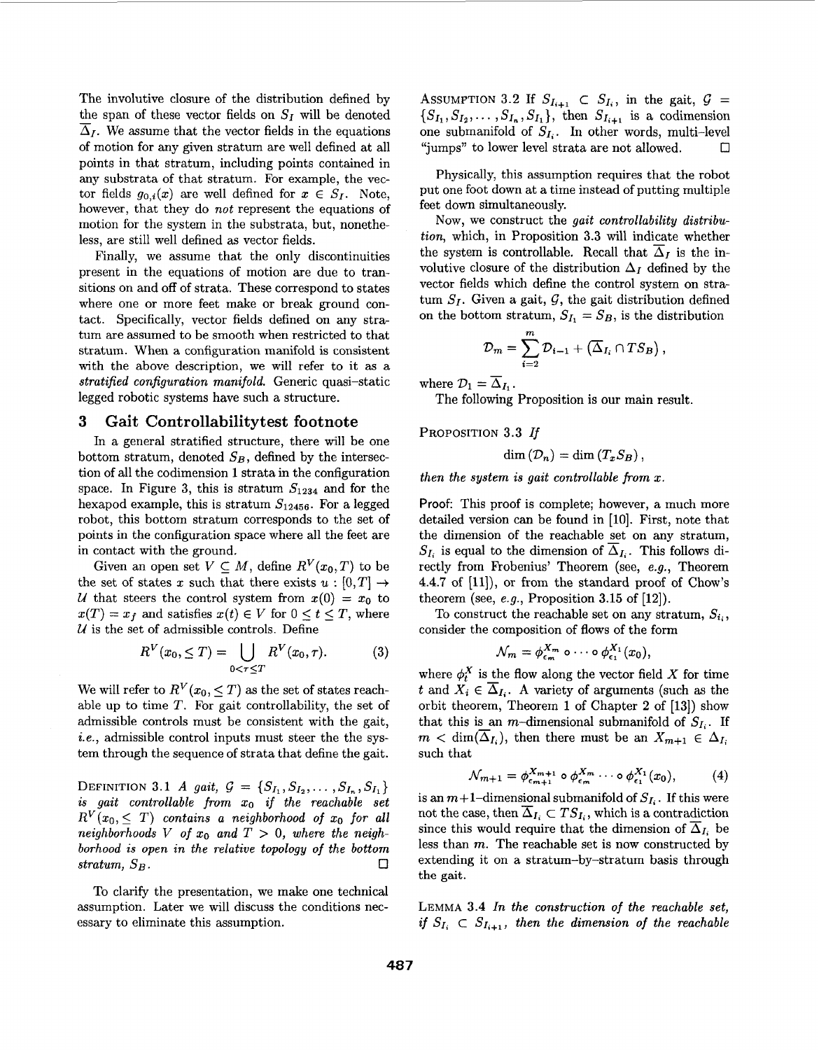The involutive closure of the distribution defined by the span of these vector fields on $S_I$ will be denoted $\overline{\Delta}_I$. We assume that the vector fields in the equations of motion for any given stratum are well defined at all points in that stratum, including points contained in any substrata of that stratum. For example, the vector fields $g_{0,i}(x)$ are well defined for $x \in S_I$. Note, however, that they do *not* represent the equations of motion for the system in the substrata, but, nonetheless, are still well defined as vector fields.

Finally, we assume that the only discontinuities present in the equations of motion are due to transitions on and off of strata. These correspond to states where one or more feet make or break ground contact. Specifically, vector fields defined on any stratum are assumed to be smooth when restricted to that stratum. When a configuration manifold is consistent with the above description, we will refer to it as a *stratified configuration manifold*. Generic quasi–static legged robotic systems have such a structure.

## 3 Gait Controllabilitytest footnote

In a general stratified structure, there will be one bottom stratum, denoted $S_B$, defined by the intersection of all the codimension 1 strata in the configuration space. In Figure 3, this is stratum $S_{1234}$ and for the hexapod example, this is stratum $S_{123456}$. For a legged robot, this bottom stratum corresponds to the set of points in the configuration space where all the feet are in contact with the ground.

Given an open set $V \subseteq M$, define $R^V(x_0, T)$ to be the set of states $x$ such that there exists $u : [0,T] \rightarrow \mathcal{U}$ that steers the control system from $x(0) = x_0$ to $x(T) = x_f$ and satisfies $x(t) \in V$ for $0 \leq t \leq T$, where $\mathcal{U}$ is the set of admissible controls. Define

$$R^V(x_0, \leq T) = \bigcup_{0<\tau\leq T} R^V(x_0, \tau). \tag{3}$$

We will refer to $R^V(x_0, \leq T)$ as the set of states reachable up to time $T$. For gait controllability, the set of admissible controls must be consistent with the gait, *i.e.*, admissible control inputs must steer the the system through the sequence of strata that define the gait.

DEFINITION 3.1 *A gait, $\mathcal{G} = \{S_{I_1}, S_{I_2}, \cdots, S_{I_n}, S_{I_1}\}$ is gait controllable from $x_0$ if the reachable set $R^V(x_0, \leq T)$ contains a neighborhood of $x_0$ for all neighborhoods $V$ of $x_0$ and $T > 0$, where the neighborhood is open in the relative topology of the bottom stratum, $S_B$.* □

To clarify the presentation, we make one technical assumption. Later we will discuss the conditions necessary to eliminate this assumption.

ASSUMPTION 3.2 If $S_{I_{i+1}} \subset S_{I_i}$, in the gait, $\mathcal{G} = \{S_{I_1}, S_{I_2}, \cdots, S_{I_n}, S_{I_1}\}$, then $S_{I_{i+1}}$ is a codimension one submanifold of $S_{I_i}$. In other words, multi–level "jumps" to lower level strata are not allowed. □

Physically, this assumption requires that the robot put one foot down at a time instead of putting multiple feet down simultaneously.

Now, we construct the *gait controllability distribution*, which, in Proposition 3.3 will indicate whether the system is controllable. Recall that $\overline{\Delta}_I$ is the involutive closure of the distribution $\Delta_I$ defined by the vector fields which define the control system on stratum $S_I$. Given a gait, $\mathcal{G}$, the gait distribution defined on the bottom stratum, $S_{I_1} = S_B$, is the distribution

$$\mathcal{D}_m = \sum_{i=2}^{m} \mathcal{D}_{i-1} + \left(\overline{\Delta}_{I_i} \cap TS_B\right),$$

where $\mathcal{D}_1 = \overline{\Delta}_{I_1}$.

The following Proposition is our main result.

PROPOSITION 3.3 *If*

$$\dim(\mathcal{D}_n) = \dim(T_x S_B),$$

*then the system is gait controllable from $x$.*

Proof: This proof is complete; however, a much more detailed version can be found in [10]. First, note that the dimension of the reachable set on any stratum, $S_{I_i}$ is equal to the dimension of $\overline{\Delta}_{I_i}$. This follows directly from Frobenius' Theorem (see, *e.g.*, Theorem 4.4.7 of [11]), or from the standard proof of Chow's theorem (see, *e.g.*, Proposition 3.15 of [12]).

To construct the reachable set on any stratum, $S_{i_i}$, consider the composition of flows of the form

$$\mathcal{N}_m = \phi^{X_m}_{\epsilon_m} \circ \cdots \circ \phi^{X_1}_{\epsilon_1}(x_0),$$

where $\phi^X_t$ is the flow along the vector field $X$ for time $t$ and $X_i \in \overline{\Delta}_{I_i}$. A variety of arguments (such as the orbit theorem, Theorem 1 of Chapter 2 of [13]) show that this is an $m$–dimensional submanifold of $S_{I_i}$. If $m < \dim(\overline{\Delta}_{I_i})$, then there must be an $X_{m+1} \in \Delta_{I_i}$ such that

$$\mathcal{N}_{m+1} = \phi^{X_{m+1}}_{\epsilon_{m+1}} \circ \phi^{X_m}_{\epsilon_m} \cdots \circ \phi^{X_1}_{\epsilon_1}(x_0), \tag{4}$$

is an $m+1$–dimensional submanifold of $S_{I_i}$. If this were not the case, then $\overline{\Delta}_{I_i} \subset TS_{I_i}$, which is a contradiction since this would require that the dimension of $\overline{\Delta}_{I_i}$ be less than $m$. The reachable set is now constructed by extending it on a stratum–by–stratum basis through the gait.

LEMMA 3.4 *In the construction of the reachable set, if $S_{I_i} \subset S_{I_{i+1}}$, then the dimension of the reachable*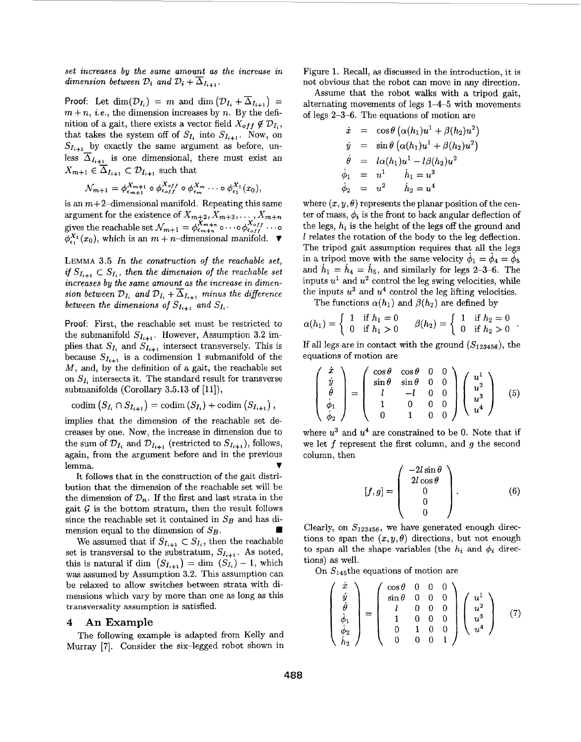*set increases by the same amount as the increase in dimension between $\mathcal{D}_i$ and $\mathcal{D}_i + \overline{\Delta}_{I_{i+1}}$.*

Proof: Let $\dim(\mathcal{D}_{I_i}) = m$ and $\dim(\mathcal{D}_{I_i} + \overline{\Delta}_{I_{i+1}}) = m+n$, *i.e.*, the dimension increases by $n$. By the definition of a gait, there exists a vector field $X_{off} \notin \mathcal{D}_{I_i}$, that takes the system off of $S_{I_i}$ into $S_{I_{i+1}}$. Now, on $S_{I_{i+1}}$ by exactly the same argument as before, unless $\overline{\Delta}_{I_{i+1}}$ is one dimensional, there must exist an $X_{m+1} \in \overline{\Delta}_{I_{i+1}} \subset \mathcal{D}_{I_{i+1}}$ such that

$$\mathcal{N}_{m+1} = \phi_{\epsilon_{m+1}}^{X_{m+1}} \circ \phi_{\epsilon_{off}}^{X_{off}} \circ \phi_{\epsilon_m}^{X_m} \cdots \circ \phi_{\epsilon_1}^{X_1}(x_0),$$

is an $m+2$–dimensional manifold. Repeating this same argument for the existence of $X_{m+2}, X_{m+3}, \ldots, X_{m+n}$ gives the reachable set $\mathcal{N}_{m+1} = \phi_{\epsilon_{m+n}}^{X_{m+n}} \circ \cdots \circ \phi_{\epsilon_{off}}^{X_{off}} \cdots \circ \phi_{\epsilon_1}^{X_1}(x_0)$, which is an $m+n$-dimensional manifold. ▼

LEMMA 3.5 *In the construction of the reachable set, if $S_{I_{i+1}} \subset S_{I_i}$, then the dimension of the reachable set increases by the same amount as the increase in dimension between $\mathcal{D}_{I_i}$ and $\mathcal{D}_{I_i} + \overline{\Delta}_{I_{i+1}}$ minus the difference between the dimensions of $S_{I_{i+1}}$ and $S_{I_i}$.*

Proof: First, the reachable set must be restricted to the submanifold $S_{I_{i+1}}$. However, Assumption 3.2 implies that $S_{I_i}$ and $S_{I_{i+1}}$ intersect transversely. This is because $S_{I_{i+1}}$ is a codimension 1 submanifold of the $M$, and, by the definition of a gait, the reachable set on $S_{I_i}$ intersects it. The standard result for transverse submanifolds (Corollary 3.5.13 of [11]),

$$\operatorname{codim}\left(S_{I_i} \cap S_{I_{i+1}}\right) = \operatorname{codim}\left(S_{I_i}\right) + \operatorname{codim}\left(S_{I_{i+1}}\right),$$

implies that the dimension of the reachable set decreases by one. Now, the increase in dimension due to the sum of $\mathcal{D}_{I_i}$ and $\mathcal{D}_{I_{i+1}}$ (restricted to $S_{I_{i+1}}$), follows, again, from the argument before and in the previous lemma. ▼

It follows that in the construction of the gait distribution that the dimension of the reachable set will be the dimension of $\mathcal{D}_n$. If the first and last strata in the gait $\mathcal{G}$ is the bottom stratum, then the result follows since the reachable set it contained in $S_B$ and has dimension equal to the dimension of $S_B$. ■

We assumed that if $S_{I_{i+1}} \subset S_{I_i}$, then the reachable set is transversal to the substratum, $S_{I_{i+1}}$. As noted, this is natural if $\dim\left(S_{I_{i+1}}\right) = \dim\left(S_{I_i}\right) - 1$, which was assumed by Assumption 3.2. This assumption can be relaxed to allow switches between strata with dimensions which vary by more than one as long as this transversality assumption is satisfied.

## 4 An Example

The following example is adapted from Kelly and Murray [7]. Consider the six-legged robot shown in Figure 1. Recall, as discussed in the introduction, it is not obvious that the robot can move in any direction.

Assume that the robot walks with a tripod gait, alternating movements of legs 1–4–5 with movements of legs 2–3–6. The equations of motion are

$$\begin{aligned}
\dot{x} &= \cos\theta\left(\alpha(h_1)u^1 + \beta(h_2)u^2\right) \\
\dot{y} &= \sin\theta\left(\alpha(h_1)u^1 + \beta(h_2)u^2\right) \\
\dot{\theta} &= l\alpha(h_1)u^1 - l\beta(h_2)u^2 \\
\dot{\phi}_1 &= u^1 \qquad \dot{h}_1 = u^3 \\
\dot{\phi}_2 &= u^2 \qquad \dot{h}_2 = u^4
\end{aligned}$$

where $(x, y, \theta)$ represents the planar position of the center of mass, $\phi_i$ is the front to back angular deflection of the legs, $h_i$ is the height of the legs off the ground and $l$ relates the rotation of the body to the leg deflection. The tripod gait assumption requires that all the legs in a tripod move with the same velocity $\dot{\phi}_1 = \dot{\phi}_4 = \dot{\phi}_5$ and $\dot{h}_1 = \dot{h}_4 = \dot{h}_5$, and similarly for legs 2–3–6. The inputs $u^1$ and $u^2$ control the leg swing velocities, while the inputs $u^3$ and $u^4$ control the leg lifting velocities.

The functions $\alpha(h_1)$ and $\beta(h_2)$ are defined by

$$\alpha(h_1) = \begin{cases} 1 & \text{if } h_1 = 0 \\ 0 & \text{if } h_1 > 0 \end{cases} \qquad \beta(h_2) = \begin{cases} 1 & \text{if } h_2 = 0 \\ 0 & \text{if } h_2 > 0 \end{cases}.$$

If all legs are in contact with the ground ($S_{123456}$), the equations of motion are

$$\begin{pmatrix} \dot{x} \\ \dot{y} \\ \dot{\theta} \\ \dot{\phi}_1 \\ \dot{\phi}_2 \end{pmatrix} = \begin{pmatrix} \cos\theta & \cos\theta & 0 & 0 \\ \sin\theta & \sin\theta & 0 & 0 \\ l & -l & 0 & 0 \\ 1 & 0 & 0 & 0 \\ 0 & 1 & 0 & 0 \end{pmatrix} \begin{pmatrix} u^1 \\ u^2 \\ u^3 \\ u^4 \end{pmatrix} \tag{5}$$

where $u^3$ and $u^4$ are constrained to be 0. Note that if we let $f$ represent the first column, and $g$ the second column, then

$$[f, g] = \begin{pmatrix} -2l\sin\theta \\ 2l\cos\theta \\ 0 \\ 0 \\ 0 \end{pmatrix}. \tag{6}$$

Clearly, on $S_{123456}$, we have generated enough directions to span the $(x, y, \theta)$ directions, but not enough to span all the shape variables (the $h_i$ and $\phi_i$ directions) as well.

On $S_{145}$the equations of motion are

$$\begin{pmatrix} \dot{x} \\ \dot{y} \\ \dot{\theta} \\ \dot{\phi}_1 \\ \dot{\phi}_2 \\ \dot{h}_2 \end{pmatrix} = \begin{pmatrix} \cos\theta & 0 & 0 & 0 \\ \sin\theta & 0 & 0 & 0 \\ l & 0 & 0 & 0 \\ 1 & 0 & 0 & 0 \\ 0 & 1 & 0 & 0 \\ 0 & 0 & 0 & 1 \end{pmatrix} \begin{pmatrix} u^1 \\ u^2 \\ u^3 \\ u^4 \end{pmatrix} \tag{7}$$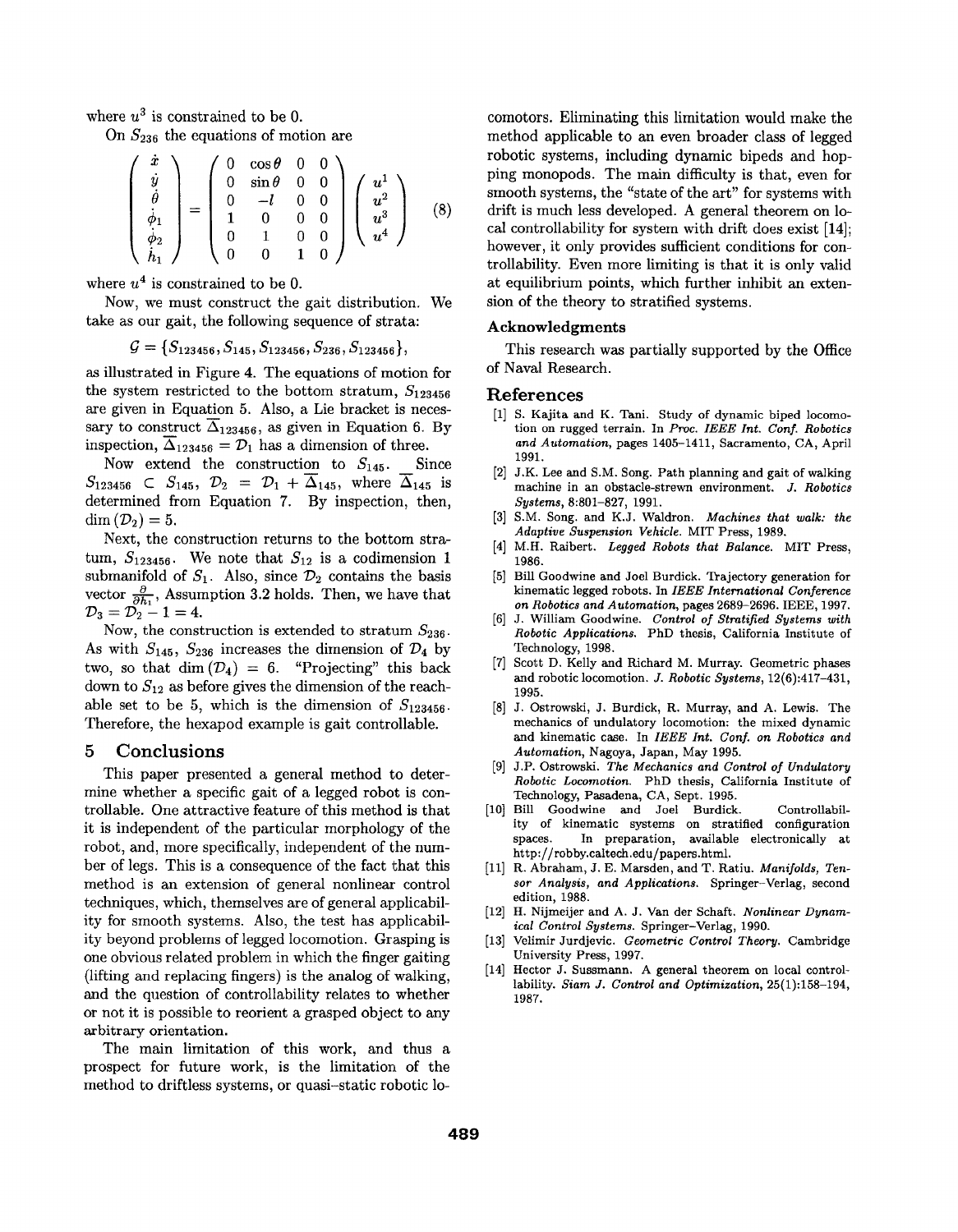where $u^3$ is constrained to be 0.

On $S_{236}$ the equations of motion are

$$
\begin{pmatrix} \dot{x} \\ \dot{y} \\ \dot{\theta} \\ \dot{\phi}_1 \\ \dot{\phi}_2 \\ \dot{h}_1 \end{pmatrix} = \begin{pmatrix} 0 & \cos\theta & 0 & 0 \\ 0 & \sin\theta & 0 & 0 \\ 0 & -l & 0 & 0 \\ 1 & 0 & 0 & 0 \\ 0 & 1 & 0 & 0 \\ 0 & 0 & 1 & 0 \end{pmatrix} \begin{pmatrix} u^1 \\ u^2 \\ u^3 \\ u^4 \end{pmatrix} \tag{8}
$$

where $u^4$ is constrained to be 0.

Now, we must construct the gait distribution. We take as our gait, the following sequence of strata:

$$
\mathcal{G} = \{S_{123456}, S_{145}, S_{123456}, S_{236}, S_{123456}\},
$$

as illustrated in Figure 4. The equations of motion for the system restricted to the bottom stratum, $S_{123456}$ are given in Equation 5. Also, a Lie bracket is necessary to construct $\overline{\Delta}_{123456}$, as given in Equation 6. By inspection, $\overline{\Delta}_{123456} = \mathcal{D}_1$ has a dimension of three.

Now extend the construction to $S_{145}$. Since $S_{123456} \subset S_{145}$, $\mathcal{D}_2 = \mathcal{D}_1 + \overline{\Delta}_{145}$, where $\overline{\Delta}_{145}$ is determined from Equation 7. By inspection, then, $\dim(\mathcal{D}_2) = 5$.

Next, the construction returns to the bottom stratum, $S_{123456}$. We note that $S_{12}$ is a codimension 1 submanifold of $S_1$. Also, since $\mathcal{D}_2$ contains the basis vector $\frac{\partial}{\partial h_1}$, Assumption 3.2 holds. Then, we have that $\mathcal{D}_3 = \mathcal{D}_2 - 1 = 4$.

Now, the construction is extended to stratum $S_{236}$. As with $S_{145}$, $S_{236}$ increases the dimension of $\mathcal{D}_4$ by two, so that $\dim(\mathcal{D}_4) = 6$. "Projecting" this back down to $S_{12}$ as before gives the dimension of the reachable set to be 5, which is the dimension of $S_{123456}$. Therefore, the hexapod example is gait controllable.

## 5 Conclusions

This paper presented a general method to determine whether a specific gait of a legged robot is controllable. One attractive feature of this method is that it is independent of the particular morphology of the robot, and, more specifically, independent of the number of legs. This is a consequence of the fact that this method is an extension of general nonlinear control techniques, which, themselves are of general applicability for smooth systems. Also, the test has applicability beyond problems of legged locomotion. Grasping is one obvious related problem in which the finger gaiting (lifting and replacing fingers) is the analog of walking, and the question of controllability relates to whether or not it is possible to reorient a grasped object to any arbitrary orientation.

The main limitation of this work, and thus a prospect for future work, is the limitation of the method to driftless systems, or quasi-static robotic locomotors. Eliminating this limitation would make the method applicable to an even broader class of legged robotic systems, including dynamic bipeds and hopping monopods. The main difficulty is that, even for smooth systems, the "state of the art" for systems with drift is much less developed. A general theorem on local controllability for system with drift does exist [14]; however, it only provides sufficient conditions for controllability. Even more limiting is that it is only valid at equilibrium points, which further inhibit an extension of the theory to stratified systems.

### Acknowledgments

This research was partially supported by the Office of Naval Research.

## References

[1] S. Kajita and K. Tani. Study of dynamic biped locomotion on rugged terrain. In *Proc. IEEE Int. Conf. Robotics and Automation*, pages 1405–1411, Sacramento, CA, April 1991.

[2] J.K. Lee and S.M. Song. Path planning and gait of walking machine in an obstacle-strewn environment. *J. Robotics Systems*, 8:801–827, 1991.

[3] S.M. Song. and K.J. Waldron. *Machines that walk: the Adaptive Suspension Vehicle*. MIT Press, 1989.

[4] M.H. Raibert. *Legged Robots that Balance*. MIT Press, 1986.

[5] Bill Goodwine and Joel Burdick. Trajectory generation for kinematic legged robots. In *IEEE International Conference on Robotics and Automation*, pages 2689–2696. IEEE, 1997.

[6] J. William Goodwine. *Control of Stratified Systems with Robotic Applications*. PhD thesis, California Institute of Technology, 1998.

[7] Scott D. Kelly and Richard M. Murray. Geometric phases and robotic locomotion. *J. Robotic Systems*, 12(6):417–431, 1995.

[8] J. Ostrowski, J. Burdick, R. Murray, and A. Lewis. The mechanics of undulatory locomotion: the mixed dynamic and kinematic case. In *IEEE Int. Conf. on Robotics and Automation*, Nagoya, Japan, May 1995.

[9] J.P. Ostrowski. *The Mechanics and Control of Undulatory Robotic Locomotion*. PhD thesis, California Institute of Technology, Pasadena, CA, Sept. 1995.

[10] Bill Goodwine and Joel Burdick. Controllability of kinematic systems on stratified configuration spaces. In preparation, available electronically at http://robby.caltech.edu/papers.html.

[11] R. Abraham, J. E. Marsden, and T. Ratiu. *Manifolds, Tensor Analysis, and Applications*. Springer–Verlag, second edition, 1988.

[12] H. Nijmeijer and A. J. Van der Schaft. *Nonlinear Dynamical Control Systems*. Springer–Verlag, 1990.

[13] Velimir Jurdjevic. *Geometric Control Theory*. Cambridge University Press, 1997.

[14] Hector J. Sussmann. A general theorem on local controllability. *Siam J. Control and Optimization*, 25(1):158–194, 1987.